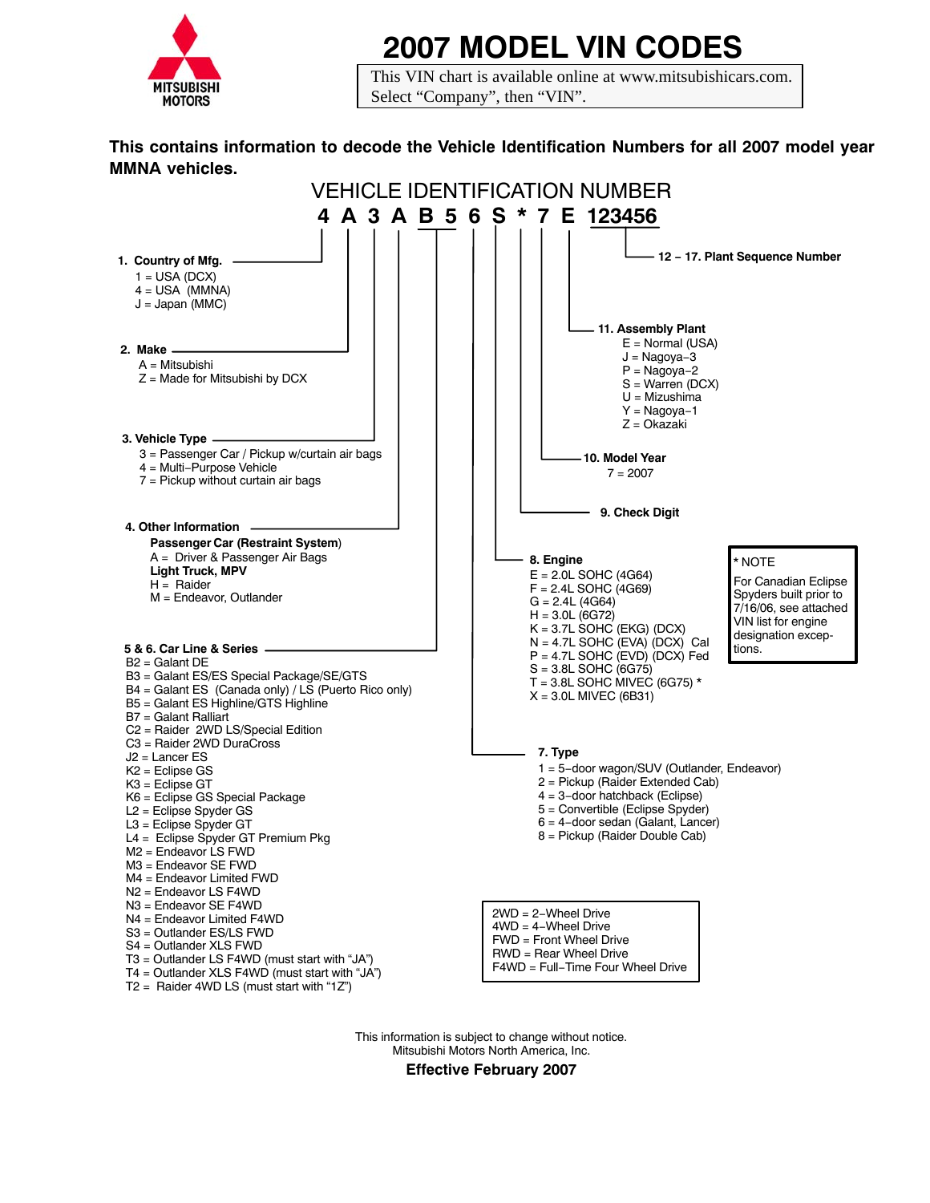MITSUBISHI MOTORS

# 2007 MODEL VIN CODES

This VIN chart is available online at www.mitsubishicars.com. Select "Company", then "VIN".

**This contains information to decode the Vehicle Identification Numbers for all 2007 model year MMNA vehicles.**

## VEHICLE IDENTIFICATION NUMBER

**4 A 3 A B 5 6 S * 7 E 123456**

**1. Country of Mfg.**
- 1 = USA (DCX)
- 4 = USA (MMNA)
- J = Japan (MMC)

**2. Make**
- A = Mitsubishi
- Z = Made for Mitsubishi by DCX

**3. Vehicle Type**
- 3 = Passenger Car / Pickup w/curtain air bags
- 4 = Multi–Purpose Vehicle
- 7 = Pickup without curtain air bags

**4. Other Information**

**Passenger Car (Restraint System)**
- A = Driver & Passenger Air Bags

**Light Truck, MPV**
- H = Raider
- M = Endeavor, Outlander

**5 & 6. Car Line & Series**
- B2 = Galant DE
- B3 = Galant ES/ES Special Package/SE/GTS
- B4 = Galant ES (Canada only) / LS (Puerto Rico only)
- B5 = Galant ES Highline/GTS Highline
- B7 = Galant Ralliart
- C2 = Raider 2WD LS/Special Edition
- C3 = Raider 2WD DuraCross
- J2 = Lancer ES
- K2 = Eclipse GS
- K3 = Eclipse GT
- K6 = Eclipse GS Special Package
- L2 = Eclipse Spyder GS
- L3 = Eclipse Spyder GT
- L4 = Eclipse Spyder GT Premium Pkg
- M2 = Endeavor LS FWD
- M3 = Endeavor SE FWD
- M4 = Endeavor Limited FWD
- N2 = Endeavor LS F4WD
- N3 = Endeavor SE F4WD
- N4 = Endeavor Limited F4WD
- S3 = Outlander ES/LS FWD
- S4 = Outlander XLS FWD
- T3 = Outlander LS F4WD (must start with "JA")
- T4 = Outlander XLS F4WD (must start with "JA")
- T2 = Raider 4WD LS (must start with "1Z")

**7. Type**
- 1 = 5–door wagon/SUV (Outlander, Endeavor)
- 2 = Pickup (Raider Extended Cab)
- 4 = 3–door hatchback (Eclipse)
- 5 = Convertible (Eclipse Spyder)
- 6 = 4–door sedan (Galant, Lancer)
- 8 = Pickup (Raider Double Cab)

**8. Engine**
- E = 2.0L SOHC (4G64)
- F = 2.4L SOHC (4G69)
- G = 2.4L (4G64)
- H = 3.0L (6G72)
- K = 3.7L SOHC (EKG) (DCX)
- N = 4.7L SOHC (EVA) (DCX) Cal
- P = 4.7L SOHC (EVD) (DCX) Fed
- S = 3.8L SOHC (6G75)
- T = 3.8L SOHC MIVEC (6G75) *
- X = 3.0L MIVEC (6B31)

> *** NOTE**
> For Canadian Eclipse Spyders built prior to 7/16/06, see attached VIN list for engine designation exceptions.

**9. Check Digit**

**10. Model Year**
- 7 = 2007

**11. Assembly Plant**
- E = Normal (USA)
- J = Nagoya–3
- P = Nagoya–2
- S = Warren (DCX)
- U = Mizushima
- Y = Nagoya–1
- Z = Okazaki

**12 – 17. Plant Sequence Number**

> 2WD = 2–Wheel Drive
> 4WD = 4–Wheel Drive
> FWD = Front Wheel Drive
> RWD = Rear Wheel Drive
> F4WD = Full–Time Four Wheel Drive

This information is subject to change without notice.
Mitsubishi Motors North America, Inc.

**Effective February 2007**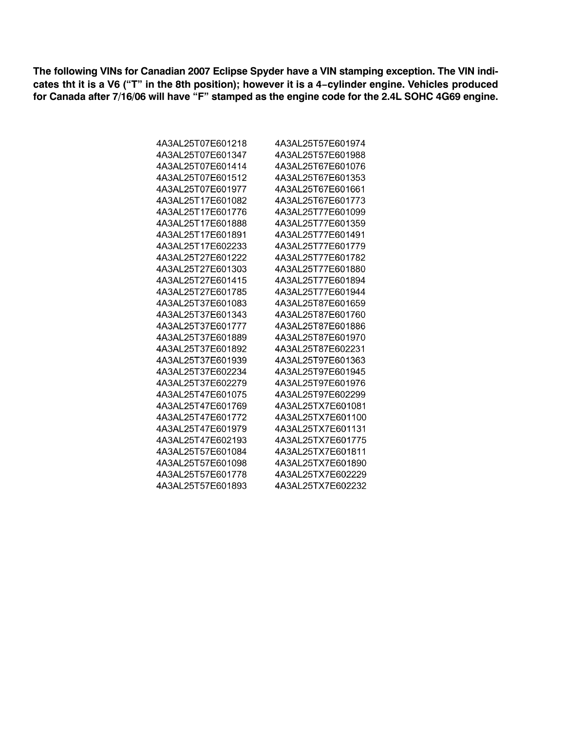**The following VINs for Canadian 2007 Eclipse Spyder have a VIN stamping exception. The VIN indicates tht it is a V6 ("T" in the 8th position); however it is a 4-cylinder engine. Vehicles produced for Canada after 7/16/06 will have "F" stamped as the engine code for the 2.4L SOHC 4G69 engine.**

| | |
|---|---|
| 4A3AL25T07E601218 | 4A3AL25T57E601974 |
| 4A3AL25T07E601347 | 4A3AL25T57E601988 |
| 4A3AL25T07E601414 | 4A3AL25T67E601076 |
| 4A3AL25T07E601512 | 4A3AL25T67E601353 |
| 4A3AL25T07E601977 | 4A3AL25T67E601661 |
| 4A3AL25T17E601082 | 4A3AL25T67E601773 |
| 4A3AL25T17E601776 | 4A3AL25T77E601099 |
| 4A3AL25T17E601888 | 4A3AL25T77E601359 |
| 4A3AL25T17E601891 | 4A3AL25T77E601491 |
| 4A3AL25T17E602233 | 4A3AL25T77E601779 |
| 4A3AL25T27E601222 | 4A3AL25T77E601782 |
| 4A3AL25T27E601303 | 4A3AL25T77E601880 |
| 4A3AL25T27E601415 | 4A3AL25T77E601894 |
| 4A3AL25T27E601785 | 4A3AL25T77E601944 |
| 4A3AL25T37E601083 | 4A3AL25T87E601659 |
| 4A3AL25T37E601343 | 4A3AL25T87E601760 |
| 4A3AL25T37E601777 | 4A3AL25T87E601886 |
| 4A3AL25T37E601889 | 4A3AL25T87E601970 |
| 4A3AL25T37E601892 | 4A3AL25T87E602231 |
| 4A3AL25T37E601939 | 4A3AL25T97E601363 |
| 4A3AL25T37E602234 | 4A3AL25T97E601945 |
| 4A3AL25T37E602279 | 4A3AL25T97E601976 |
| 4A3AL25T47E601075 | 4A3AL25T97E602299 |
| 4A3AL25T47E601769 | 4A3AL25TX7E601081 |
| 4A3AL25T47E601772 | 4A3AL25TX7E601100 |
| 4A3AL25T47E601979 | 4A3AL25TX7E601131 |
| 4A3AL25T47E602193 | 4A3AL25TX7E601775 |
| 4A3AL25T57E601084 | 4A3AL25TX7E601811 |
| 4A3AL25T57E601098 | 4A3AL25TX7E601890 |
| 4A3AL25T57E601778 | 4A3AL25TX7E602229 |
| 4A3AL25T57E601893 | 4A3AL25TX7E602232 |